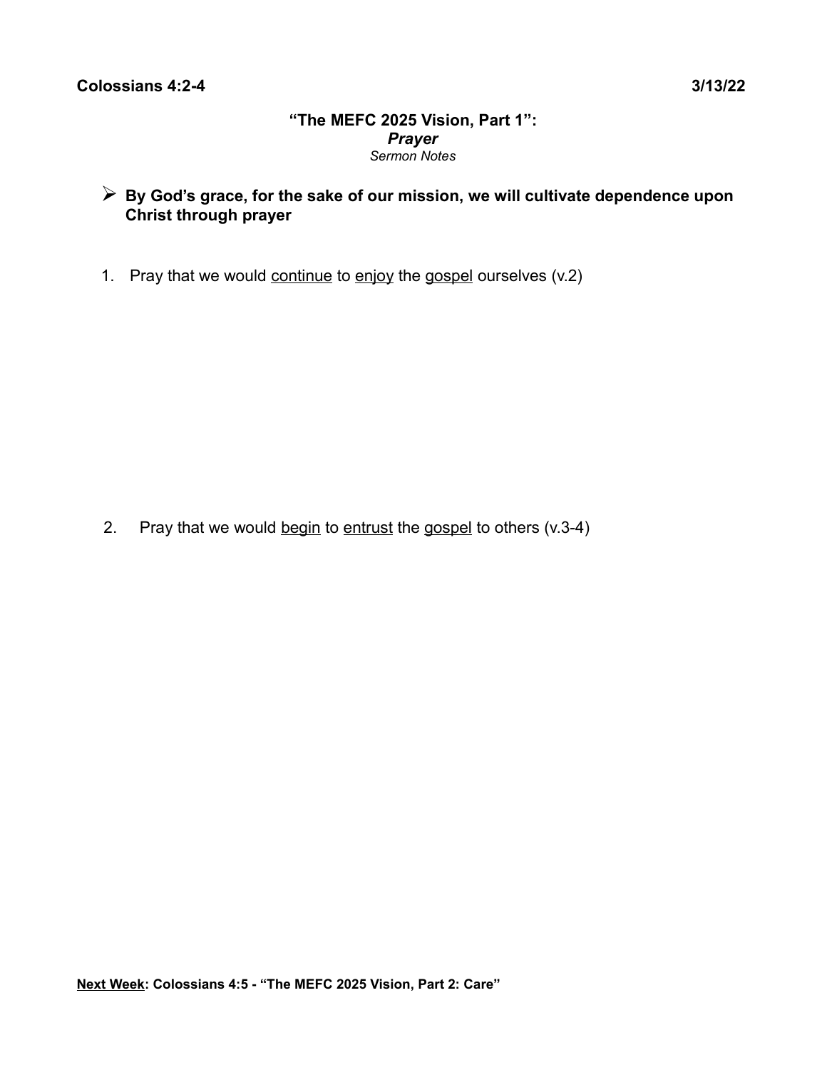**Colossians 4:2-4** **3/13/22**

# "The MEFC 2025 Vision, Part 1":
## *Prayer*
*Sermon Notes*

- **By God's grace, for the sake of our mission, we will cultivate dependence upon Christ through prayer**

1. Pray that we would <u>continue</u> to <u>enjoy</u> the <u>gospel</u> ourselves (v.2)

2. Pray that we would <u>begin</u> to <u>entrust</u> the <u>gospel</u> to others (v.3-4)

**<u>Next Week</u>: Colossians 4:5 - "The MEFC 2025 Vision, Part 2: Care"**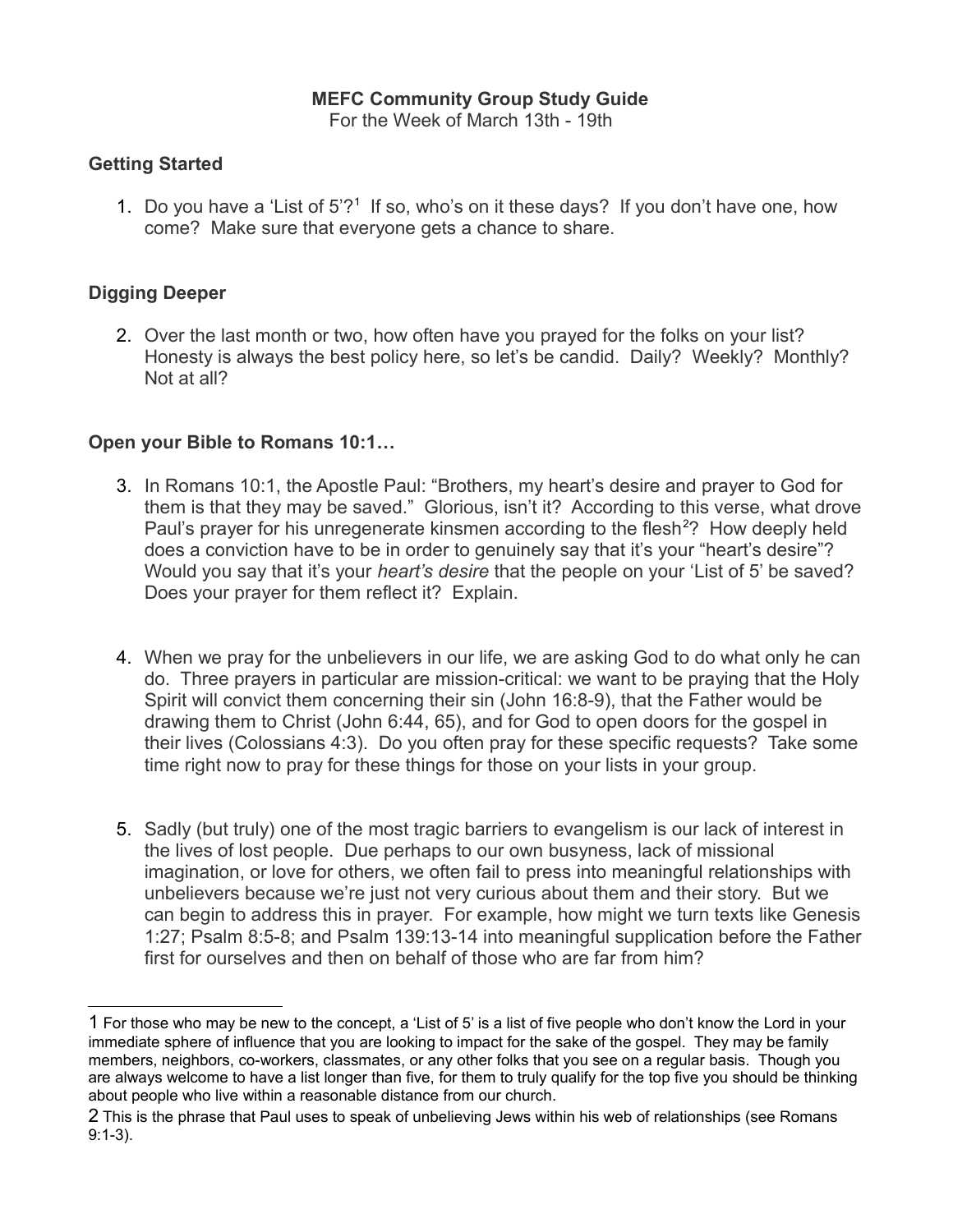**MEFC Community Group Study Guide**

For the Week of March 13th - 19th

**Getting Started**

1. Do you have a 'List of 5'?[1] If so, who's on it these days? If you don't have one, how come? Make sure that everyone gets a chance to share.

**Digging Deeper**

2. Over the last month or two, how often have you prayed for the folks on your list? Honesty is always the best policy here, so let's be candid. Daily? Weekly? Monthly? Not at all?

**Open your Bible to Romans 10:1…**

3. In Romans 10:1, the Apostle Paul: "Brothers, my heart's desire and prayer to God for them is that they may be saved." Glorious, isn't it? According to this verse, what drove Paul's prayer for his unregenerate kinsmen according to the flesh[2]? How deeply held does a conviction have to be in order to genuinely say that it's your "heart's desire"? Would you say that it's your *heart's desire* that the people on your 'List of 5' be saved? Does your prayer for them reflect it? Explain.

4. When we pray for the unbelievers in our life, we are asking God to do what only he can do. Three prayers in particular are mission-critical: we want to be praying that the Holy Spirit will convict them concerning their sin (John 16:8-9), that the Father would be drawing them to Christ (John 6:44, 65), and for God to open doors for the gospel in their lives (Colossians 4:3). Do you often pray for these specific requests? Take some time right now to pray for these things for those on your lists in your group.

5. Sadly (but truly) one of the most tragic barriers to evangelism is our lack of interest in the lives of lost people. Due perhaps to our own busyness, lack of missional imagination, or love for others, we often fail to press into meaningful relationships with unbelievers because we're just not very curious about them and their story. But we can begin to address this in prayer. For example, how might we turn texts like Genesis 1:27; Psalm 8:5-8; and Psalm 139:13-14 into meaningful supplication before the Father first for ourselves and then on behalf of those who are far from him?

---

1 For those who may be new to the concept, a 'List of 5' is a list of five people who don't know the Lord in your immediate sphere of influence that you are looking to impact for the sake of the gospel. They may be family members, neighbors, co-workers, classmates, or any other folks that you see on a regular basis. Though you are always welcome to have a list longer than five, for them to truly qualify for the top five you should be thinking about people who live within a reasonable distance from our church.

2 This is the phrase that Paul uses to speak of unbelieving Jews within his web of relationships (see Romans 9:1-3).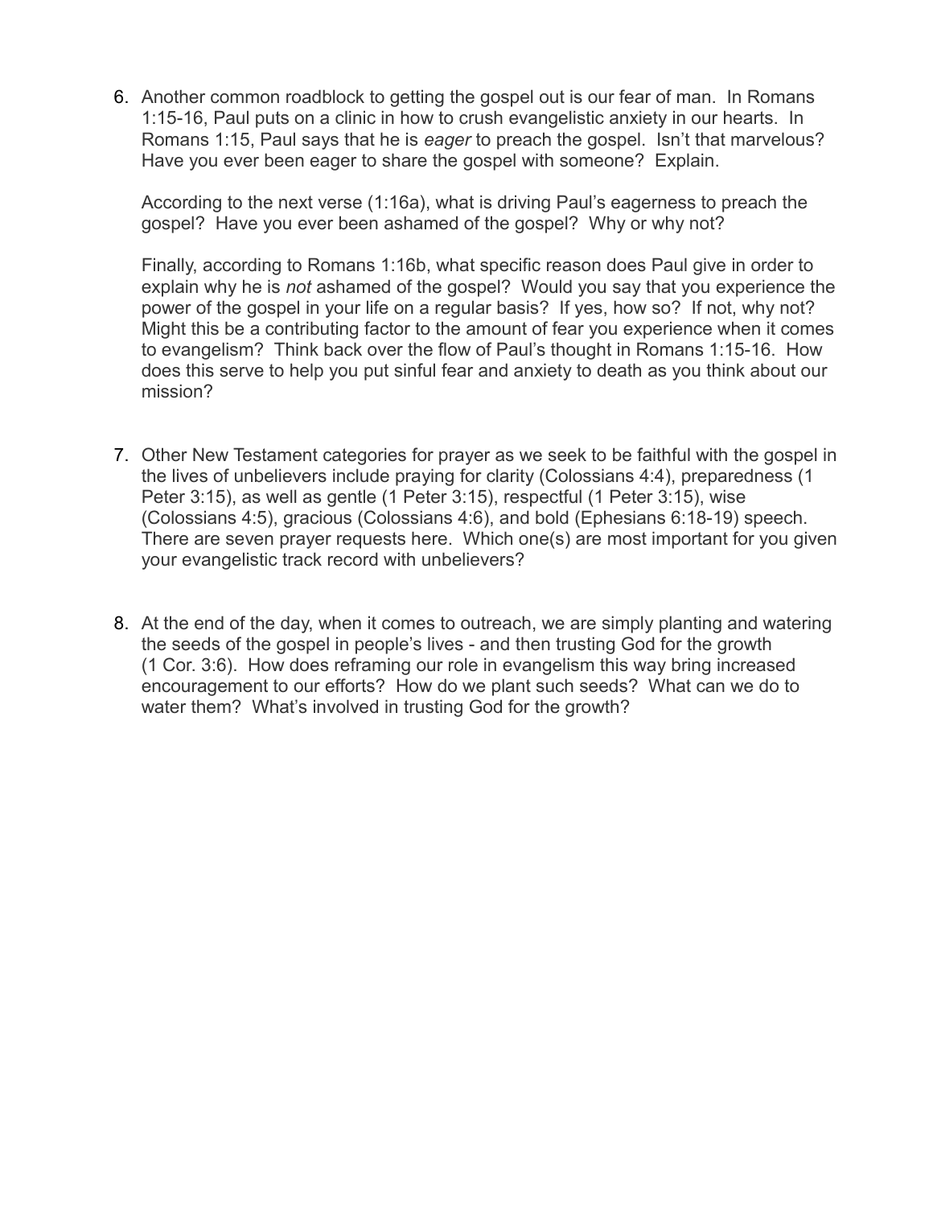6. Another common roadblock to getting the gospel out is our fear of man. In Romans 1:15-16, Paul puts on a clinic in how to crush evangelistic anxiety in our hearts. In Romans 1:15, Paul says that he is *eager* to preach the gospel. Isn't that marvelous? Have you ever been eager to share the gospel with someone? Explain.

   According to the next verse (1:16a), what is driving Paul's eagerness to preach the gospel? Have you ever been ashamed of the gospel? Why or why not?

   Finally, according to Romans 1:16b, what specific reason does Paul give in order to explain why he is *not* ashamed of the gospel? Would you say that you experience the power of the gospel in your life on a regular basis? If yes, how so? If not, why not? Might this be a contributing factor to the amount of fear you experience when it comes to evangelism? Think back over the flow of Paul's thought in Romans 1:15-16. How does this serve to help you put sinful fear and anxiety to death as you think about our mission?

7. Other New Testament categories for prayer as we seek to be faithful with the gospel in the lives of unbelievers include praying for clarity (Colossians 4:4), preparedness (1 Peter 3:15), as well as gentle (1 Peter 3:15), respectful (1 Peter 3:15), wise (Colossians 4:5), gracious (Colossians 4:6), and bold (Ephesians 6:18-19) speech. There are seven prayer requests here. Which one(s) are most important for you given your evangelistic track record with unbelievers?

8. At the end of the day, when it comes to outreach, we are simply planting and watering the seeds of the gospel in people's lives - and then trusting God for the growth (1 Cor. 3:6). How does reframing our role in evangelism this way bring increased encouragement to our efforts? How do we plant such seeds? What can we do to water them? What's involved in trusting God for the growth?